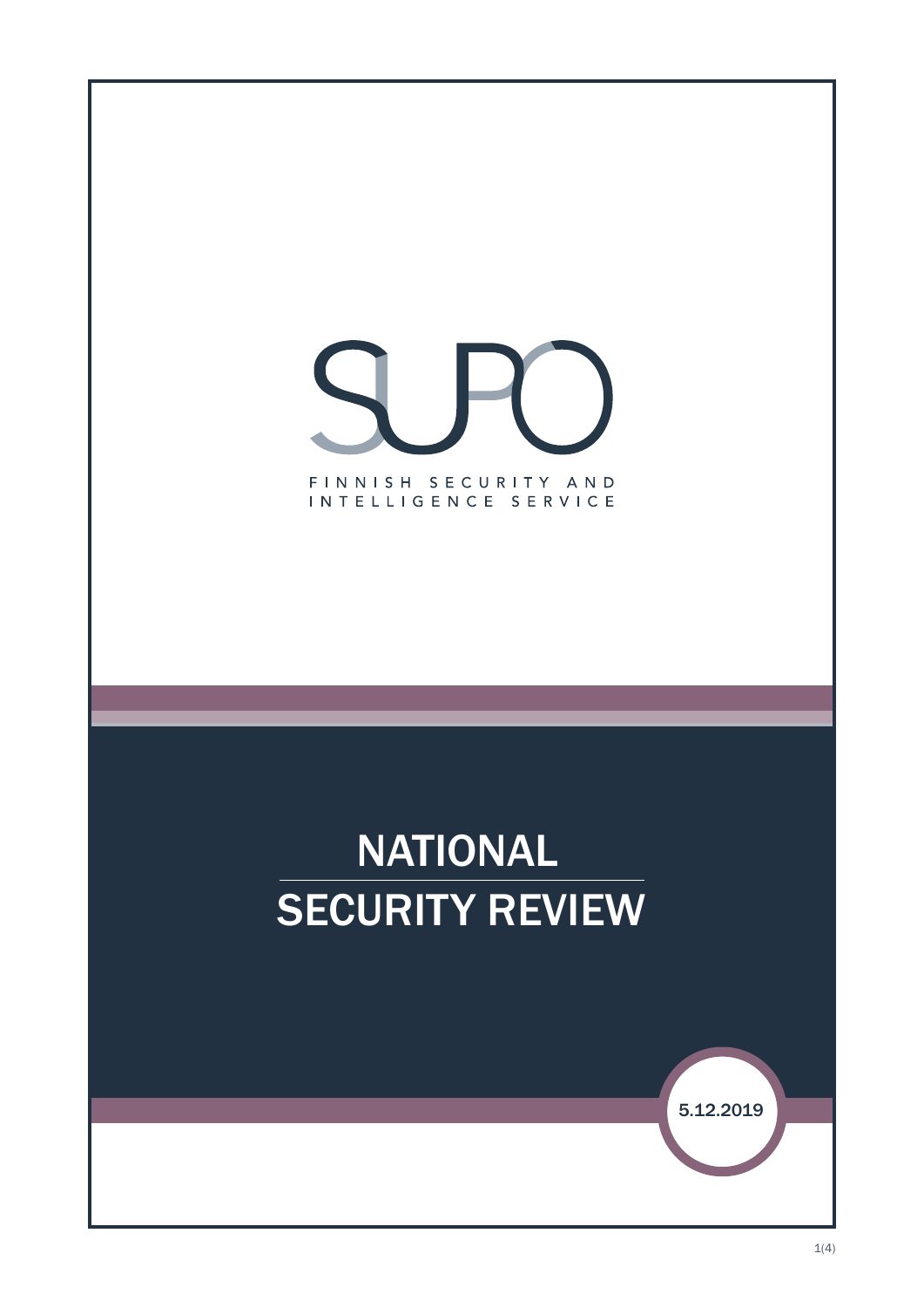SUPO

FINNISH SECURITY AND INTELLIGENCE SERVICE

# NATIONAL SECURITY REVIEW

5.12.2019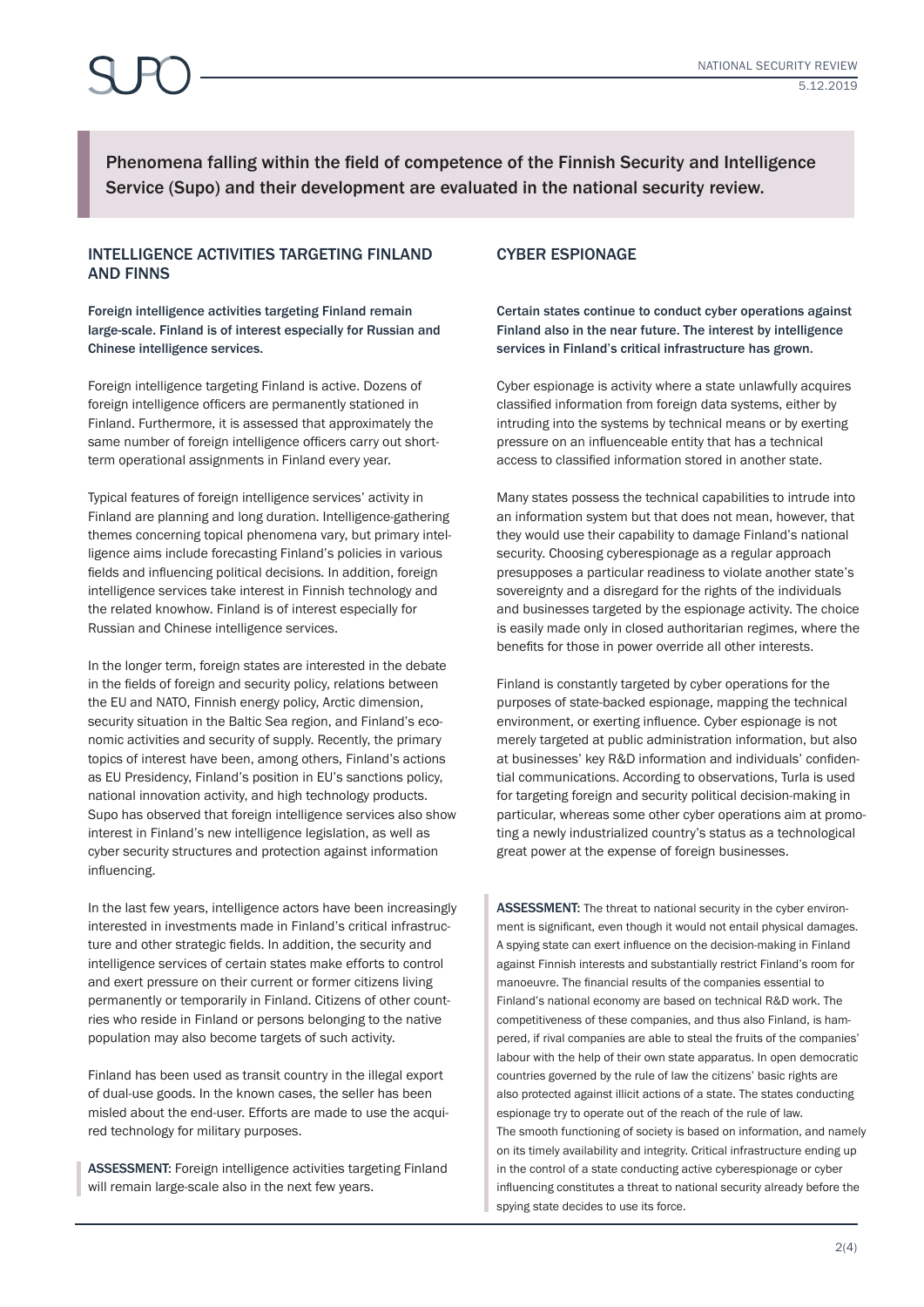Phenomena falling within the field of competence of the Finnish Security and Intelligence Service (Supo) and their development are evaluated in the national security review.

## INTELLIGENCE ACTIVITIES TARGETING FINLAND AND FINNS

**Foreign intelligence activities targeting Finland remain large-scale. Finland is of interest especially for Russian and Chinese intelligence services.**

Foreign intelligence targeting Finland is active. Dozens of foreign intelligence officers are permanently stationed in Finland. Furthermore, it is assessed that approximately the same number of foreign intelligence officers carry out short-term operational assignments in Finland every year.

Typical features of foreign intelligence services' activity in Finland are planning and long duration. Intelligence-gathering themes concerning topical phenomena vary, but primary intelligence aims include forecasting Finland's policies in various fields and influencing political decisions. In addition, foreign intelligence services take interest in Finnish technology and the related knowhow. Finland is of interest especially for Russian and Chinese intelligence services.

In the longer term, foreign states are interested in the debate in the fields of foreign and security policy, relations between the EU and NATO, Finnish energy policy, Arctic dimension, security situation in the Baltic Sea region, and Finland's economic activities and security of supply. Recently, the primary topics of interest have been, among others, Finland's actions as EU Presidency, Finland's position in EU's sanctions policy, national innovation activity, and high technology products. Supo has observed that foreign intelligence services also show interest in Finland's new intelligence legislation, as well as cyber security structures and protection against information influencing.

In the last few years, intelligence actors have been increasingly interested in investments made in Finland's critical infrastructure and other strategic fields. In addition, the security and intelligence services of certain states make efforts to control and exert pressure on their current or former citizens living permanently or temporarily in Finland. Citizens of other countries who reside in Finland or persons belonging to the native population may also become targets of such activity.

Finland has been used as transit country in the illegal export of dual-use goods. In the known cases, the seller has been misled about the end-user. Efforts are made to use the acquired technology for military purposes.

**ASSESSMENT:** Foreign intelligence activities targeting Finland will remain large-scale also in the next few years.

## CYBER ESPIONAGE

**Certain states continue to conduct cyber operations against Finland also in the near future. The interest by intelligence services in Finland's critical infrastructure has grown.**

Cyber espionage is activity where a state unlawfully acquires classified information from foreign data systems, either by intruding into the systems by technical means or by exerting pressure on an influenceable entity that has a technical access to classified information stored in another state.

Many states possess the technical capabilities to intrude into an information system but that does not mean, however, that they would use their capability to damage Finland's national security. Choosing cyberespionage as a regular approach presupposes a particular readiness to violate another state's sovereignty and a disregard for the rights of the individuals and businesses targeted by the espionage activity. The choice is easily made only in closed authoritarian regimes, where the benefits for those in power override all other interests.

Finland is constantly targeted by cyber operations for the purposes of state-backed espionage, mapping the technical environment, or exerting influence. Cyber espionage is not merely targeted at public administration information, but also at businesses' key R&D information and individuals' confidential communications. According to observations, Turla is used for targeting foreign and security political decision-making in particular, whereas some other cyber operations aim at promoting a newly industrialized country's status as a technological great power at the expense of foreign businesses.

**ASSESSMENT:** The threat to national security in the cyber environment is significant, even though it would not entail physical damages. A spying state can exert influence on the decision-making in Finland against Finnish interests and substantially restrict Finland's room for manoeuvre. The financial results of the companies essential to Finland's national economy are based on technical R&D work. The competitiveness of these companies, and thus also Finland, is hampered, if rival companies are able to steal the fruits of the companies' labour with the help of their own state apparatus. In open democratic countries governed by the rule of law the citizens' basic rights are also protected against illicit actions of a state. The states conducting espionage try to operate out of the reach of the rule of law.
The smooth functioning of society is based on information, and namely on its timely availability and integrity. Critical infrastructure ending up in the control of a state conducting active cyberespionage or cyber influencing constitutes a threat to national security already before the spying state decides to use its force.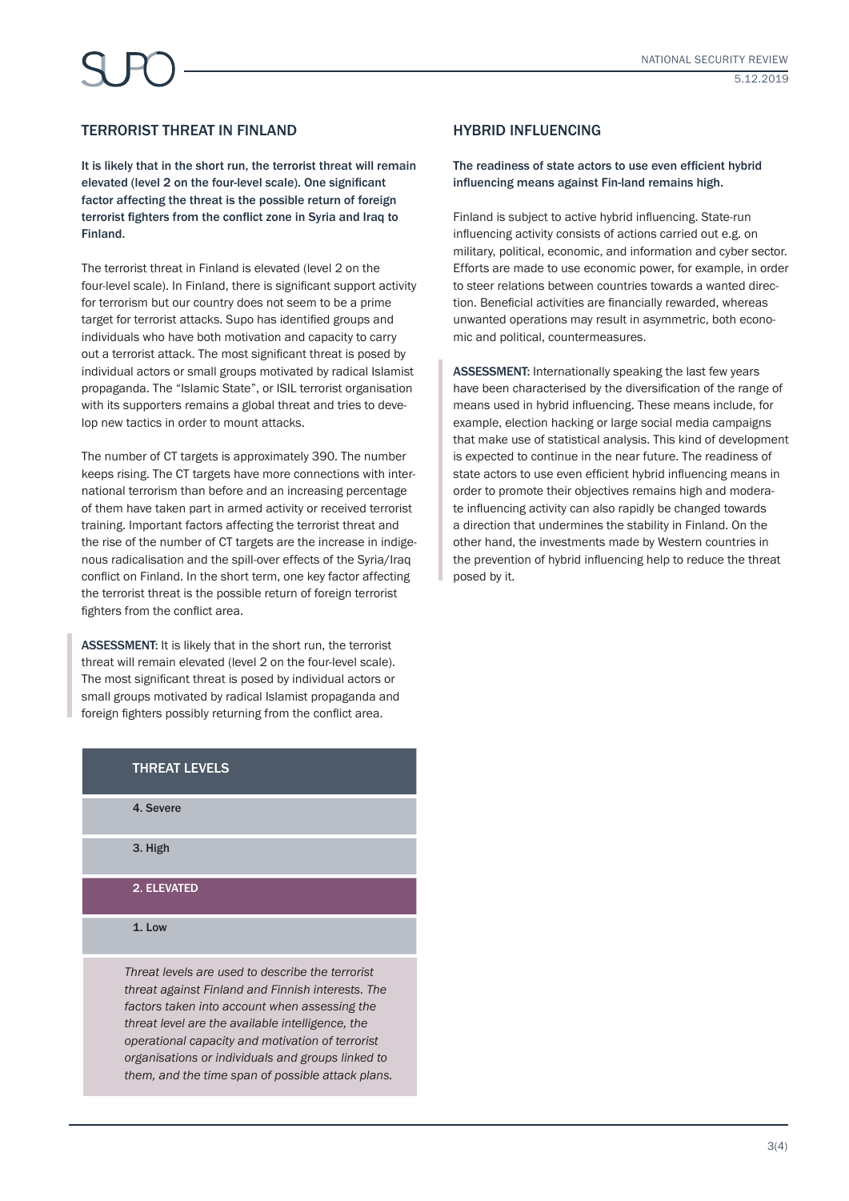## TERRORIST THREAT IN FINLAND

**It is likely that in the short run, the terrorist threat will remain elevated (level 2 on the four-level scale). One significant factor affecting the threat is the possible return of foreign terrorist fighters from the conflict zone in Syria and Iraq to Finland.**

The terrorist threat in Finland is elevated (level 2 on the four-level scale). In Finland, there is significant support activity for terrorism but our country does not seem to be a prime target for terrorist attacks. Supo has identified groups and individuals who have both motivation and capacity to carry out a terrorist attack. The most significant threat is posed by individual actors or small groups motivated by radical Islamist propaganda. The "Islamic State", or ISIL terrorist organisation with its supporters remains a global threat and tries to develop new tactics in order to mount attacks.

The number of CT targets is approximately 390. The number keeps rising. The CT targets have more connections with international terrorism than before and an increasing percentage of them have taken part in armed activity or received terrorist training. Important factors affecting the terrorist threat and the rise of the number of CT targets are the increase in indigenous radicalisation and the spill-over effects of the Syria/Iraq conflict on Finland. In the short term, one key factor affecting the terrorist threat is the possible return of foreign terrorist fighters from the conflict area.

**ASSESSMENT:** It is likely that in the short run, the terrorist threat will remain elevated (level 2 on the four-level scale). The most significant threat is posed by individual actors or small groups motivated by radical Islamist propaganda and foreign fighters possibly returning from the conflict area.

| THREAT LEVELS |
| --- |
| 4. Severe |
| 3. High |
| **2. ELEVATED** |
| 1. Low |

*Threat levels are used to describe the terrorist threat against Finland and Finnish interests. The factors taken into account when assessing the threat level are the available intelligence, the operational capacity and motivation of terrorist organisations or individuals and groups linked to them, and the time span of possible attack plans.*

## HYBRID INFLUENCING

**The readiness of state actors to use even efficient hybrid influencing means against Fin-land remains high.**

Finland is subject to active hybrid influencing. State-run influencing activity consists of actions carried out e.g. on military, political, economic, and information and cyber sector. Efforts are made to use economic power, for example, in order to steer relations between countries towards a wanted direction. Beneficial activities are financially rewarded, whereas unwanted operations may result in asymmetric, both economic and political, countermeasures.

**ASSESSMENT:** Internationally speaking the last few years have been characterised by the diversification of the range of means used in hybrid influencing. These means include, for example, election hacking or large social media campaigns that make use of statistical analysis. This kind of development is expected to continue in the near future. The readiness of state actors to use even efficient hybrid influencing means in order to promote their objectives remains high and moderate influencing activity can also rapidly be changed towards a direction that undermines the stability in Finland. On the other hand, the investments made by Western countries in the prevention of hybrid influencing help to reduce the threat posed by it.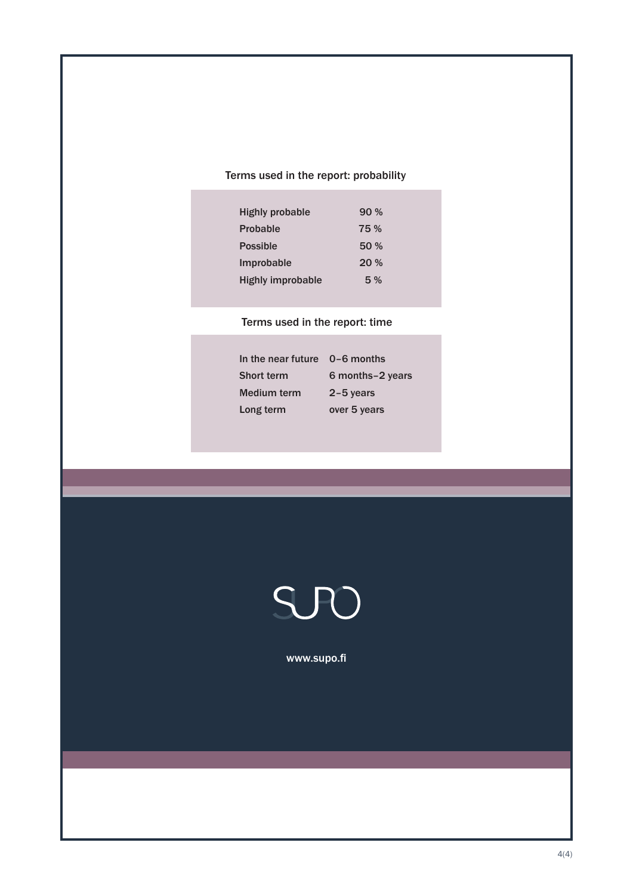Terms used in the report: probability

| | |
|---|---|
| Highly probable | 90 % |
| Probable | 75 % |
| Possible | 50 % |
| Improbable | 20 % |
| Highly improbable | 5 % |

Terms used in the report: time

| | |
|---|---|
| In the near future | 0–6 months |
| Short term | 6 months–2 years |
| Medium term | 2–5 years |
| Long term | over 5 years |

SUPO

www.supo.fi